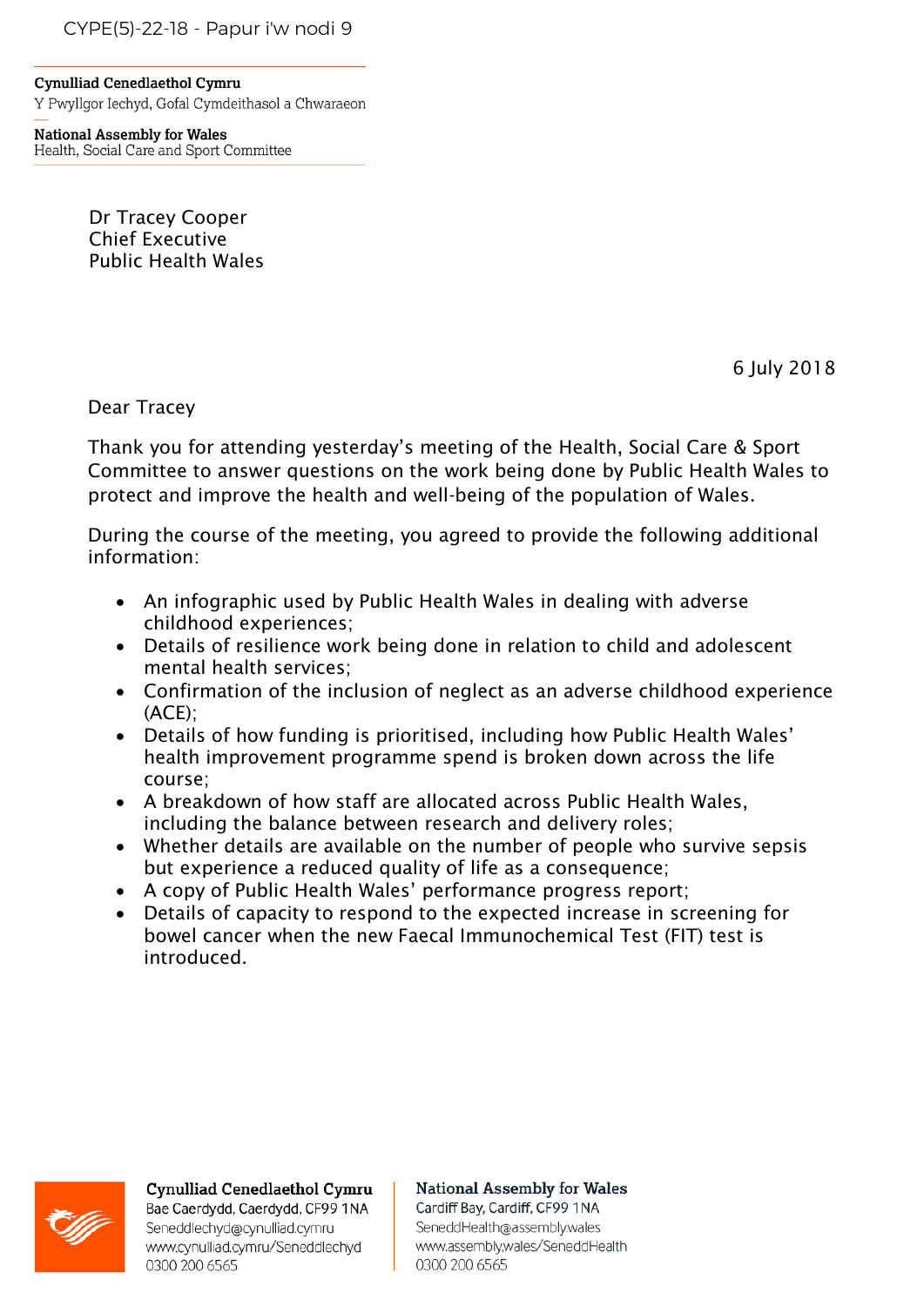CYPE(5)-22-18 - Papur i'w nodi 9

**Cynulliad Cenedlaethol Cymru**
Y Pwyllgor Iechyd, Gofal Cymdeithasol a Chwaraeon

**National Assembly for Wales**
Health, Social Care and Sport Committee

Dr Tracey Cooper
Chief Executive
Public Health Wales

6 July 2018

Dear Tracey

Thank you for attending yesterday's meeting of the Health, Social Care & Sport Committee to answer questions on the work being done by Public Health Wales to protect and improve the health and well-being of the population of Wales.

During the course of the meeting, you agreed to provide the following additional information:

- An infographic used by Public Health Wales in dealing with adverse childhood experiences;
- Details of resilience work being done in relation to child and adolescent mental health services;
- Confirmation of the inclusion of neglect as an adverse childhood experience (ACE);
- Details of how funding is prioritised, including how Public Health Wales' health improvement programme spend is broken down across the life course;
- A breakdown of how staff are allocated across Public Health Wales, including the balance between research and delivery roles;
- Whether details are available on the number of people who survive sepsis but experience a reduced quality of life as a consequence;
- A copy of Public Health Wales' performance progress report;
- Details of capacity to respond to the expected increase in screening for bowel cancer when the new Faecal Immunochemical Test (FIT) test is introduced.

**Cynulliad Cenedlaethol Cymru**
Bae Caerdydd, Caerdydd, CF99 1NA
Seneddlechyd@cynulliad.cymru
www.cynulliad.cymru/Seneddlechyd
0300 200 6565

**National Assembly for Wales**
Cardiff Bay, Cardiff, CF99 1NA
SeneddHealth@assembly.wales
www.assembly.wales/SeneddHealth
0300 200 6565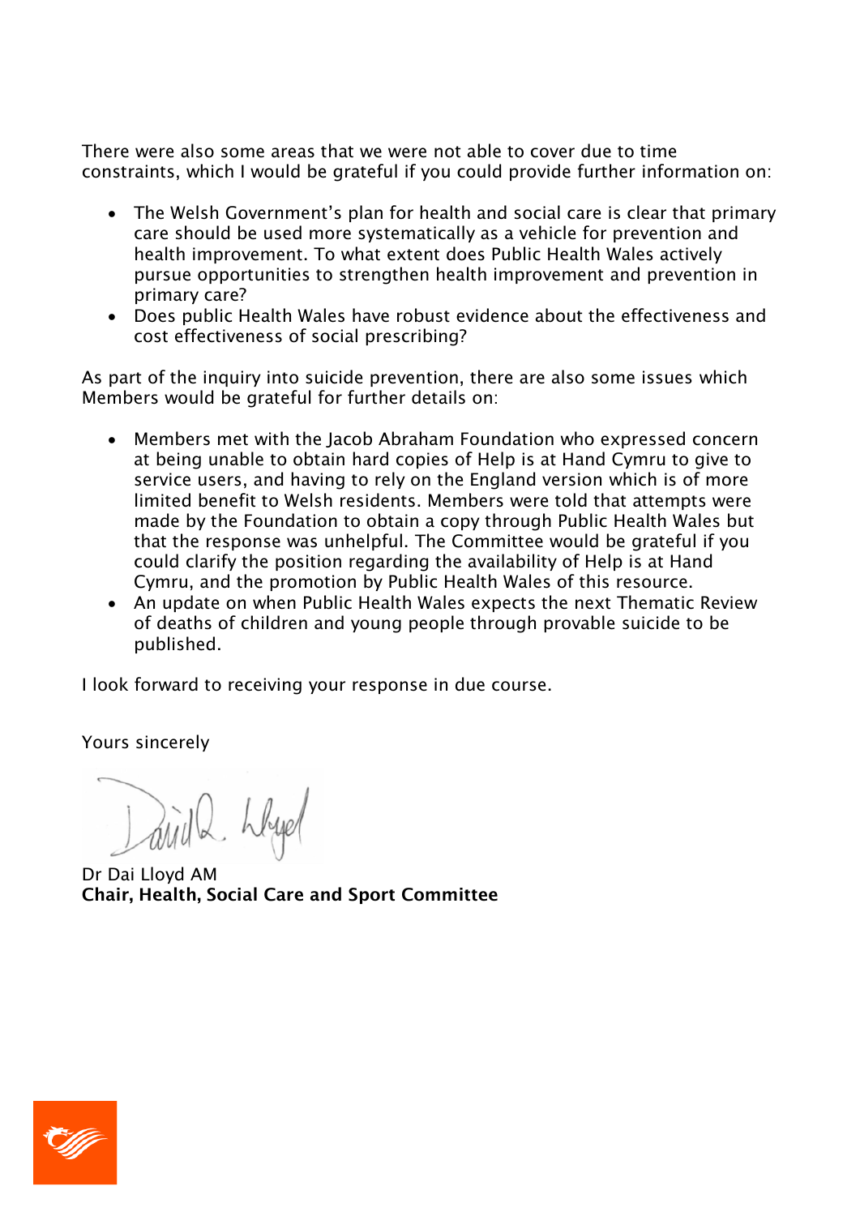There were also some areas that we were not able to cover due to time constraints, which I would be grateful if you could provide further information on:

- The Welsh Government's plan for health and social care is clear that primary care should be used more systematically as a vehicle for prevention and health improvement. To what extent does Public Health Wales actively pursue opportunities to strengthen health improvement and prevention in primary care?
- Does public Health Wales have robust evidence about the effectiveness and cost effectiveness of social prescribing?

As part of the inquiry into suicide prevention, there are also some issues which Members would be grateful for further details on:

- Members met with the Jacob Abraham Foundation who expressed concern at being unable to obtain hard copies of Help is at Hand Cymru to give to service users, and having to rely on the England version which is of more limited benefit to Welsh residents. Members were told that attempts were made by the Foundation to obtain a copy through Public Health Wales but that the response was unhelpful. The Committee would be grateful if you could clarify the position regarding the availability of Help is at Hand Cymru, and the promotion by Public Health Wales of this resource.
- An update on when Public Health Wales expects the next Thematic Review of deaths of children and young people through provable suicide to be published.

I look forward to receiving your response in due course.

Yours sincerely

Dr Dai Lloyd AM
**Chair, Health, Social Care and Sport Committee**